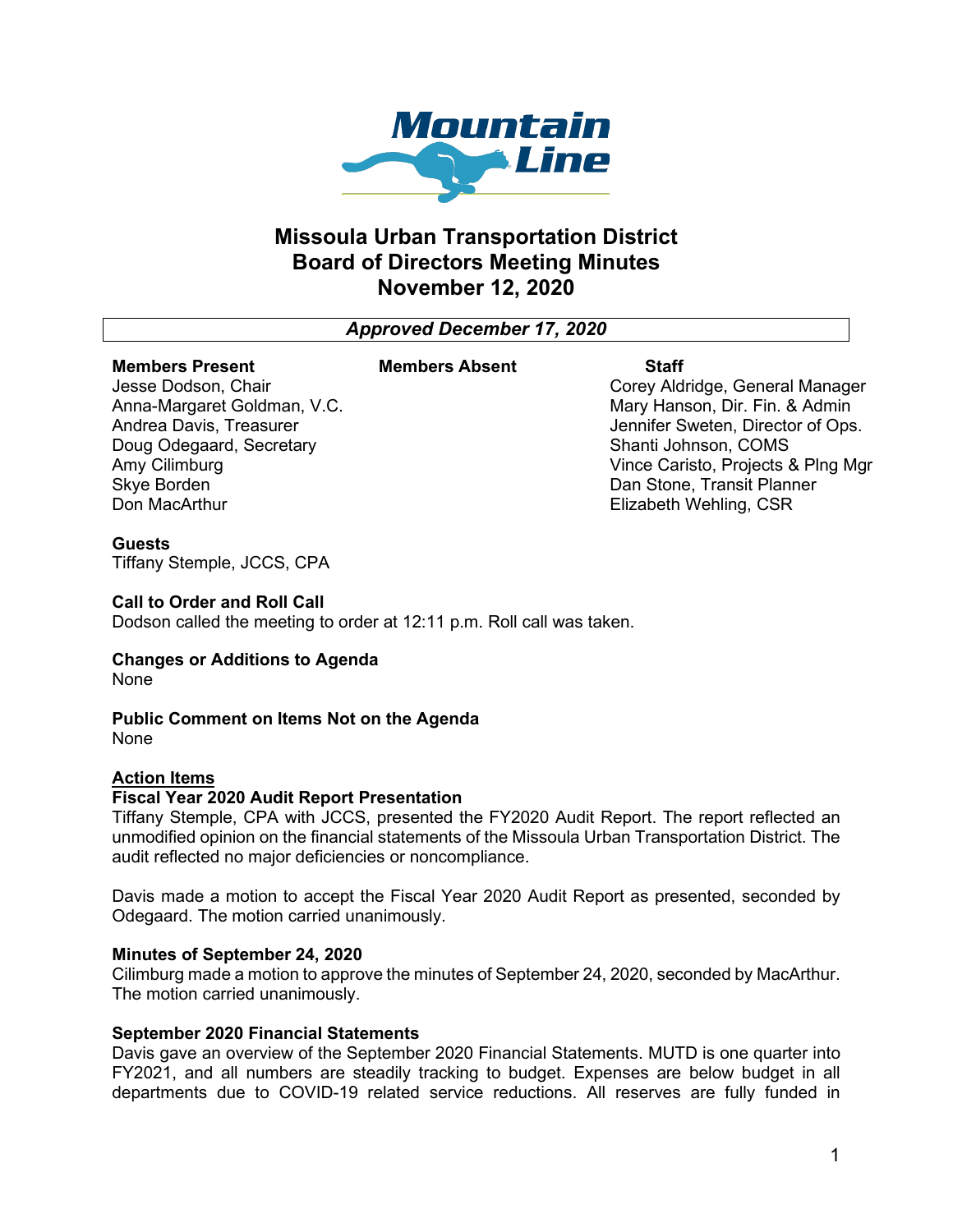# Missoula Urban Transportation District
# Board of Directors Meeting Minutes
# November 12, 2020

***Approved December 17, 2020***

| Members Present | Members Absent | Staff |
|---|---|---|
| Jesse Dodson, Chair | | Corey Aldridge, General Manager |
| Anna-Margaret Goldman, V.C. | | Mary Hanson, Dir. Fin. & Admin |
| Andrea Davis, Treasurer | | Jennifer Sweten, Director of Ops. |
| Doug Odegaard, Secretary | | Shanti Johnson, COMS |
| Amy Cilimburg | | Vince Caristo, Projects & Plng Mgr |
| Skye Borden | | Dan Stone, Transit Planner |
| Don MacArthur | | Elizabeth Wehling, CSR |

**Guests**
Tiffany Stemple, JCCS, CPA

**Call to Order and Roll Call**
Dodson called the meeting to order at 12:11 p.m. Roll call was taken.

**Changes or Additions to Agenda**
None

**Public Comment on Items Not on the Agenda**
None

**Action Items**

**Fiscal Year 2020 Audit Report Presentation**
Tiffany Stemple, CPA with JCCS, presented the FY2020 Audit Report. The report reflected an unmodified opinion on the financial statements of the Missoula Urban Transportation District. The audit reflected no major deficiencies or noncompliance.

Davis made a motion to accept the Fiscal Year 2020 Audit Report as presented, seconded by Odegaard. The motion carried unanimously.

**Minutes of September 24, 2020**
Cilimburg made a motion to approve the minutes of September 24, 2020, seconded by MacArthur. The motion carried unanimously.

**September 2020 Financial Statements**
Davis gave an overview of the September 2020 Financial Statements. MUTD is one quarter into FY2021, and all numbers are steadily tracking to budget. Expenses are below budget in all departments due to COVID-19 related service reductions. All reserves are fully funded in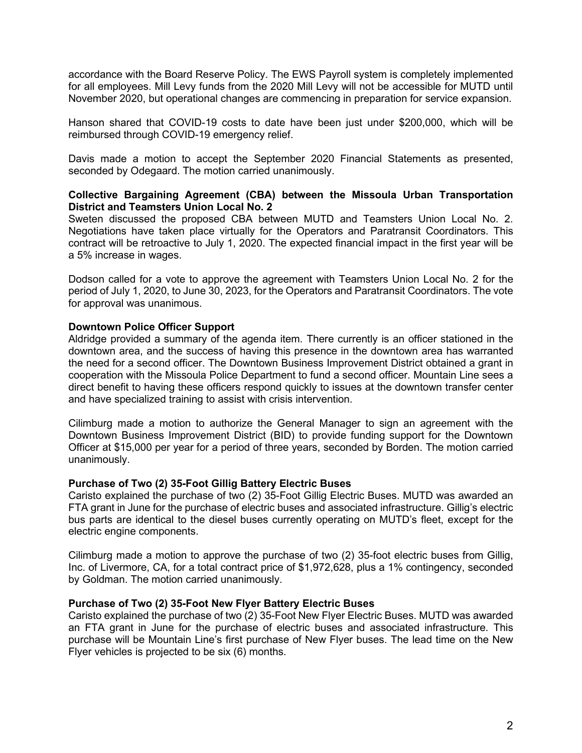accordance with the Board Reserve Policy. The EWS Payroll system is completely implemented for all employees. Mill Levy funds from the 2020 Mill Levy will not be accessible for MUTD until November 2020, but operational changes are commencing in preparation for service expansion.

Hanson shared that COVID-19 costs to date have been just under $200,000, which will be reimbursed through COVID-19 emergency relief.

Davis made a motion to accept the September 2020 Financial Statements as presented, seconded by Odegaard. The motion carried unanimously.

**Collective Bargaining Agreement (CBA) between the Missoula Urban Transportation District and Teamsters Union Local No. 2**

Sweten discussed the proposed CBA between MUTD and Teamsters Union Local No. 2. Negotiations have taken place virtually for the Operators and Paratransit Coordinators. This contract will be retroactive to July 1, 2020. The expected financial impact in the first year will be a 5% increase in wages.

Dodson called for a vote to approve the agreement with Teamsters Union Local No. 2 for the period of July 1, 2020, to June 30, 2023, for the Operators and Paratransit Coordinators. The vote for approval was unanimous.

**Downtown Police Officer Support**

Aldridge provided a summary of the agenda item. There currently is an officer stationed in the downtown area, and the success of having this presence in the downtown area has warranted the need for a second officer. The Downtown Business Improvement District obtained a grant in cooperation with the Missoula Police Department to fund a second officer. Mountain Line sees a direct benefit to having these officers respond quickly to issues at the downtown transfer center and have specialized training to assist with crisis intervention.

Cilimburg made a motion to authorize the General Manager to sign an agreement with the Downtown Business Improvement District (BID) to provide funding support for the Downtown Officer at $15,000 per year for a period of three years, seconded by Borden. The motion carried unanimously.

**Purchase of Two (2) 35-Foot Gillig Battery Electric Buses**

Caristo explained the purchase of two (2) 35-Foot Gillig Electric Buses. MUTD was awarded an FTA grant in June for the purchase of electric buses and associated infrastructure. Gillig's electric bus parts are identical to the diesel buses currently operating on MUTD's fleet, except for the electric engine components.

Cilimburg made a motion to approve the purchase of two (2) 35-foot electric buses from Gillig, Inc. of Livermore, CA, for a total contract price of $1,972,628, plus a 1% contingency, seconded by Goldman. The motion carried unanimously.

**Purchase of Two (2) 35-Foot New Flyer Battery Electric Buses**

Caristo explained the purchase of two (2) 35-Foot New Flyer Electric Buses. MUTD was awarded an FTA grant in June for the purchase of electric buses and associated infrastructure. This purchase will be Mountain Line's first purchase of New Flyer buses. The lead time on the New Flyer vehicles is projected to be six (6) months.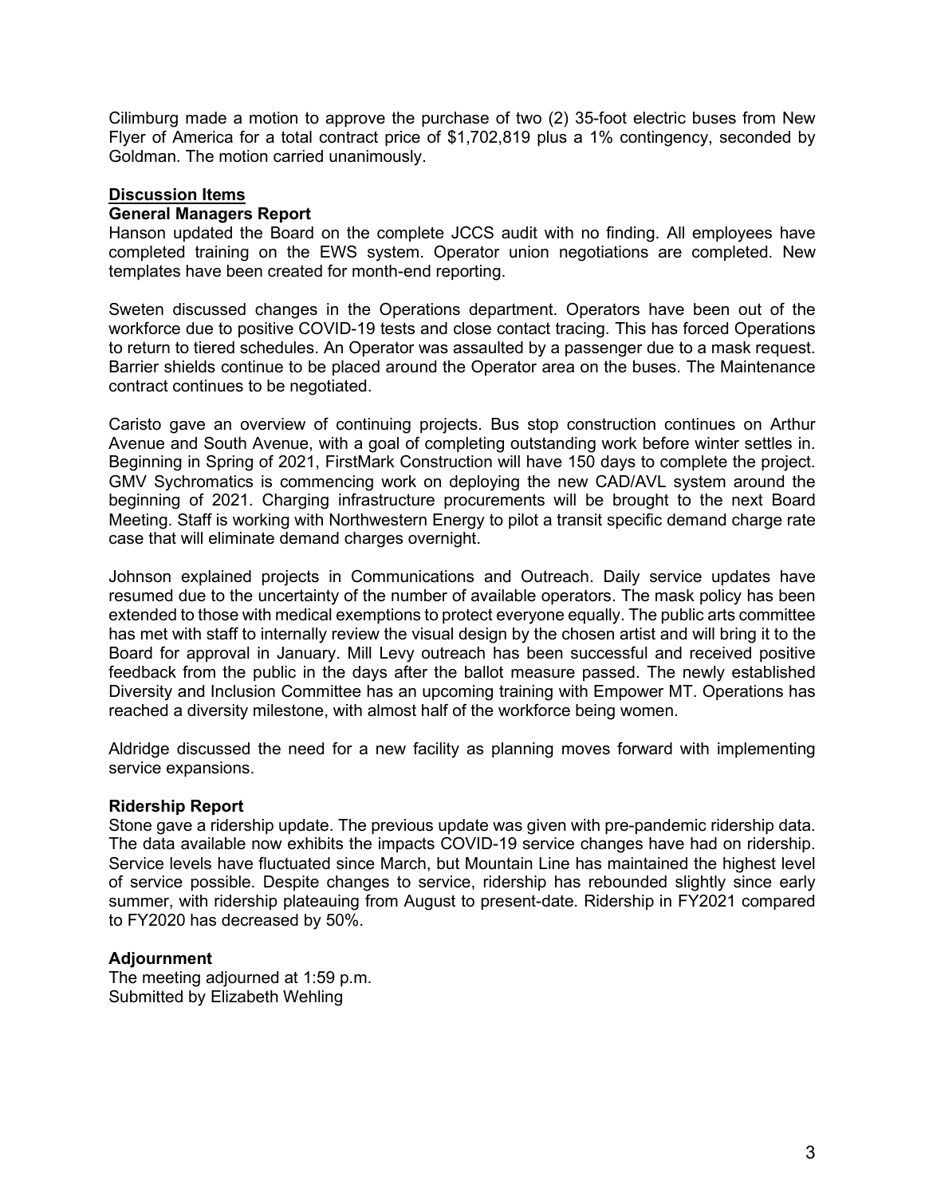Cilimburg made a motion to approve the purchase of two (2) 35-foot electric buses from New Flyer of America for a total contract price of $1,702,819 plus a 1% contingency, seconded by Goldman. The motion carried unanimously.

## Discussion Items

### General Managers Report

Hanson updated the Board on the complete JCCS audit with no finding. All employees have completed training on the EWS system. Operator union negotiations are completed. New templates have been created for month-end reporting.

Sweten discussed changes in the Operations department. Operators have been out of the workforce due to positive COVID-19 tests and close contact tracing. This has forced Operations to return to tiered schedules. An Operator was assaulted by a passenger due to a mask request. Barrier shields continue to be placed around the Operator area on the buses. The Maintenance contract continues to be negotiated.

Caristo gave an overview of continuing projects. Bus stop construction continues on Arthur Avenue and South Avenue, with a goal of completing outstanding work before winter settles in. Beginning in Spring of 2021, FirstMark Construction will have 150 days to complete the project. GMV Sychromatics is commencing work on deploying the new CAD/AVL system around the beginning of 2021. Charging infrastructure procurements will be brought to the next Board Meeting. Staff is working with Northwestern Energy to pilot a transit specific demand charge rate case that will eliminate demand charges overnight.

Johnson explained projects in Communications and Outreach. Daily service updates have resumed due to the uncertainty of the number of available operators. The mask policy has been extended to those with medical exemptions to protect everyone equally. The public arts committee has met with staff to internally review the visual design by the chosen artist and will bring it to the Board for approval in January. Mill Levy outreach has been successful and received positive feedback from the public in the days after the ballot measure passed. The newly established Diversity and Inclusion Committee has an upcoming training with Empower MT. Operations has reached a diversity milestone, with almost half of the workforce being women.

Aldridge discussed the need for a new facility as planning moves forward with implementing service expansions.

### Ridership Report

Stone gave a ridership update. The previous update was given with pre-pandemic ridership data. The data available now exhibits the impacts COVID-19 service changes have had on ridership. Service levels have fluctuated since March, but Mountain Line has maintained the highest level of service possible. Despite changes to service, ridership has rebounded slightly since early summer, with ridership plateauing from August to present-date. Ridership in FY2021 compared to FY2020 has decreased by 50%.

### Adjournment

The meeting adjourned at 1:59 p.m.
Submitted by Elizabeth Wehling